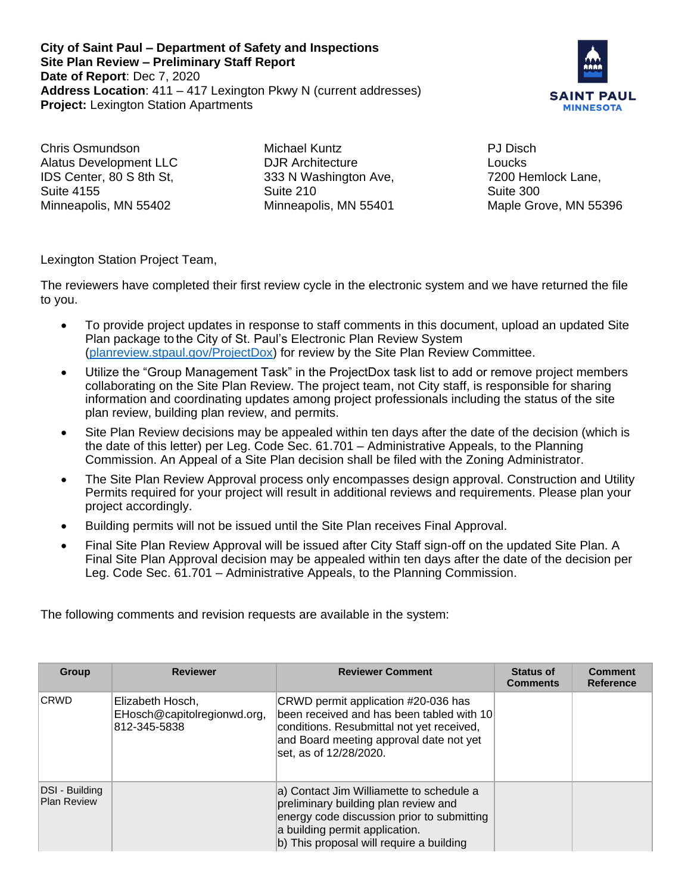**City of Saint Paul – Department of Safety and Inspections**
**Site Plan Review – Preliminary Staff Report**
**Date of Report**: Dec 7, 2020
**Address Location**: 411 – 417 Lexington Pkwy N (current addresses)
**Project:** Lexington Station Apartments

Chris Osmundson
Alatus Development LLC
IDS Center, 80 S 8th St,
Suite 4155
Minneapolis, MN 55402

Michael Kuntz
DJR Architecture
333 N Washington Ave,
Suite 210
Minneapolis, MN 55401

PJ Disch
Loucks
7200 Hemlock Lane,
Suite 300
Maple Grove, MN 55396

Lexington Station Project Team,

The reviewers have completed their first review cycle in the electronic system and we have returned the file to you.

- To provide project updates in response to staff comments in this document, upload an updated Site Plan package to the City of St. Paul's Electronic Plan Review System (planreview.stpaul.gov/ProjectDox) for review by the Site Plan Review Committee.
- Utilize the "Group Management Task" in the ProjectDox task list to add or remove project members collaborating on the Site Plan Review. The project team, not City staff, is responsible for sharing information and coordinating updates among project professionals including the status of the site plan review, building plan review, and permits.
- Site Plan Review decisions may be appealed within ten days after the date of the decision (which is the date of this letter) per Leg. Code Sec. 61.701 – Administrative Appeals, to the Planning Commission. An Appeal of a Site Plan decision shall be filed with the Zoning Administrator.
- The Site Plan Review Approval process only encompasses design approval. Construction and Utility Permits required for your project will result in additional reviews and requirements. Please plan your project accordingly.
- Building permits will not be issued until the Site Plan receives Final Approval.
- Final Site Plan Review Approval will be issued after City Staff sign-off on the updated Site Plan. A Final Site Plan Approval decision may be appealed within ten days after the date of the decision per Leg. Code Sec. 61.701 – Administrative Appeals, to the Planning Commission.

The following comments and revision requests are available in the system:

| Group | Reviewer | Reviewer Comment | Status of Comments | Comment Reference |
|---|---|---|---|---|
| CRWD | Elizabeth Hosch, EHosch@capitolregionwd.org, 812-345-5838 | CRWD permit application #20-036 has been received and has been tabled with 10 conditions. Resubmittal not yet received, and Board meeting approval date not yet set, as of 12/28/2020. | | |
| DSI - Building Plan Review | | a) Contact Jim Williamette to schedule a preliminary building plan review and energy code discussion prior to submitting a building permit application.<br>b) This proposal will require a building | | |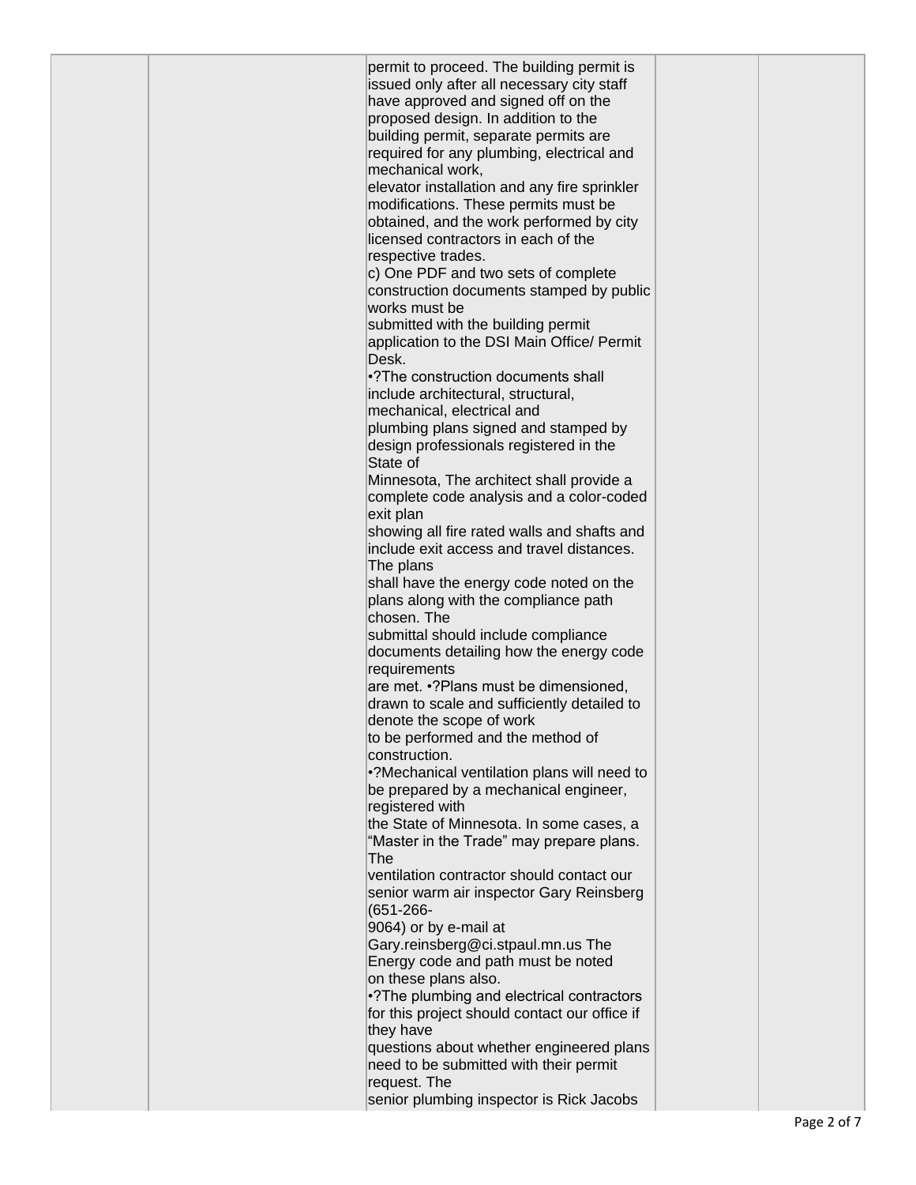| | | permit to proceed. The building permit is issued only after all necessary city staff have approved and signed off on the proposed design. In addition to the building permit, separate permits are required for any plumbing, electrical and mechanical work, elevator installation and any fire sprinkler modifications. These permits must be obtained, and the work performed by city licensed contractors in each of the respective trades.<br>c) One PDF and two sets of complete construction documents stamped by public works must be submitted with the building permit application to the DSI Main Office/ Permit Desk.<br>•?The construction documents shall include architectural, structural, mechanical, electrical and plumbing plans signed and stamped by design professionals registered in the State of Minnesota, The architect shall provide a complete code analysis and a color-coded exit plan showing all fire rated walls and shafts and include exit access and travel distances. The plans shall have the energy code noted on the plans along with the compliance path chosen. The submittal should include compliance documents detailing how the energy code requirements are met. •?Plans must be dimensioned, drawn to scale and sufficiently detailed to denote the scope of work to be performed and the method of construction.<br>•?Mechanical ventilation plans will need to be prepared by a mechanical engineer, registered with the State of Minnesota. In some cases, a "Master in the Trade" may prepare plans. The ventilation contractor should contact our senior warm air inspector Gary Reinsberg (651-266-9064) or by e-mail at Gary.reinsberg@ci.stpaul.mn.us The Energy code and path must be noted on these plans also.<br>•?The plumbing and electrical contractors for this project should contact our office if they have questions about whether engineered plans need to be submitted with their permit request. The senior plumbing inspector is Rick Jacobs | | |
|---|---|---|---|---|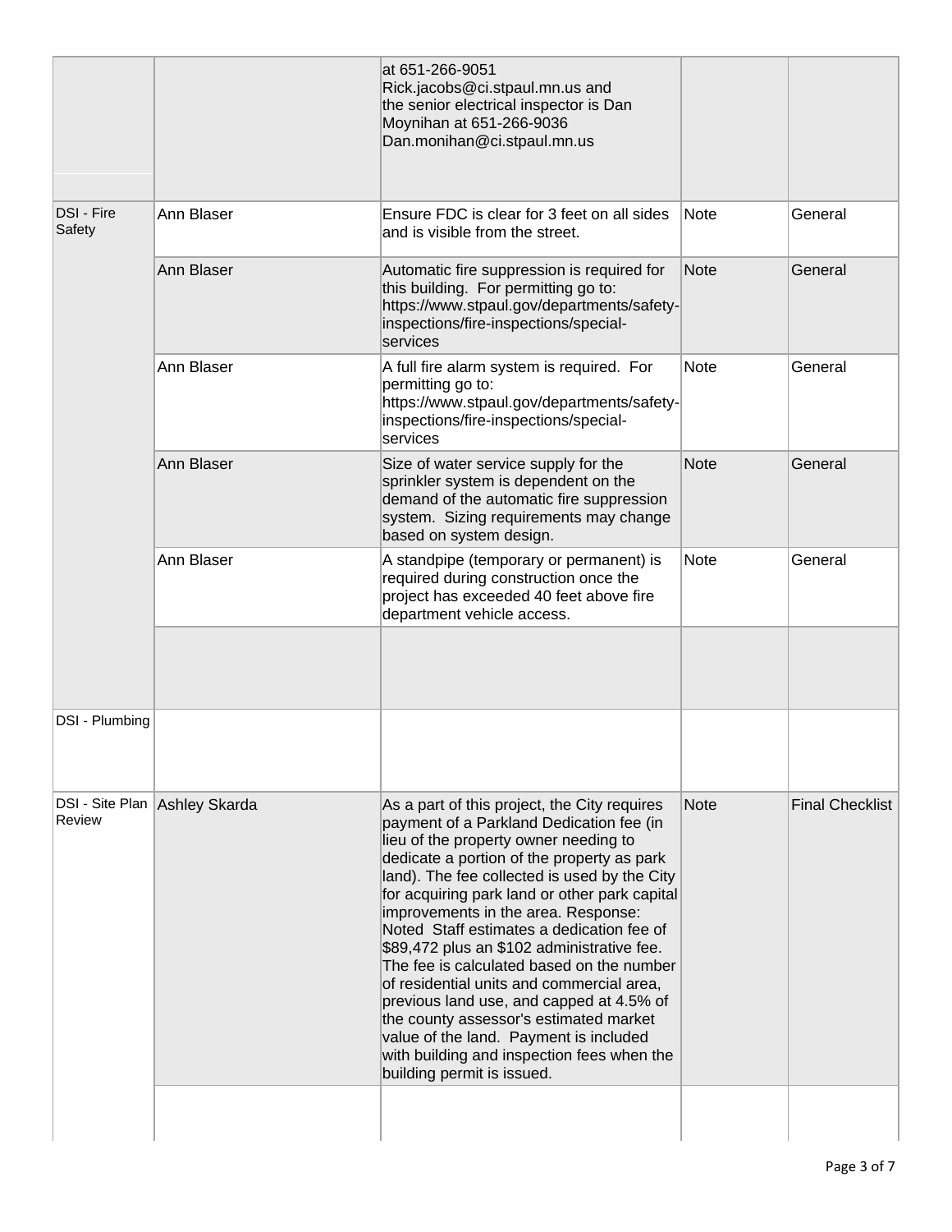| | | | | |
|---|---|---|---|---|
| | | at 651-266-9051 Rick.jacobs@ci.stpaul.mn.us and the senior electrical inspector is Dan Moynihan at 651-266-9036 Dan.monihan@ci.stpaul.mn.us | | |
| DSI - Fire Safety | Ann Blaser | Ensure FDC is clear for 3 feet on all sides and is visible from the street. | Note | General |
| | Ann Blaser | Automatic fire suppression is required for this building. For permitting go to: https://www.stpaul.gov/departments/safety-inspections/fire-inspections/special-services | Note | General |
| | Ann Blaser | A full fire alarm system is required. For permitting go to: https://www.stpaul.gov/departments/safety-inspections/fire-inspections/special-services | Note | General |
| | Ann Blaser | Size of water service supply for the sprinkler system is dependent on the demand of the automatic fire suppression system. Sizing requirements may change based on system design. | Note | General |
| | Ann Blaser | A standpipe (temporary or permanent) is required during construction once the project has exceeded 40 feet above fire department vehicle access. | Note | General |
| | | | | |
| DSI - Plumbing | | | | |
| DSI - Site Plan Review | Ashley Skarda | As a part of this project, the City requires payment of a Parkland Dedication fee (in lieu of the property owner needing to dedicate a portion of the property as park land). The fee collected is used by the City for acquiring park land or other park capital improvements in the area. Response: Noted Staff estimates a dedication fee of $89,472 plus an $102 administrative fee. The fee is calculated based on the number of residential units and commercial area, previous land use, and capped at 4.5% of the county assessor's estimated market value of the land. Payment is included with building and inspection fees when the building permit is issued. | Note | Final Checklist |
| | | | | |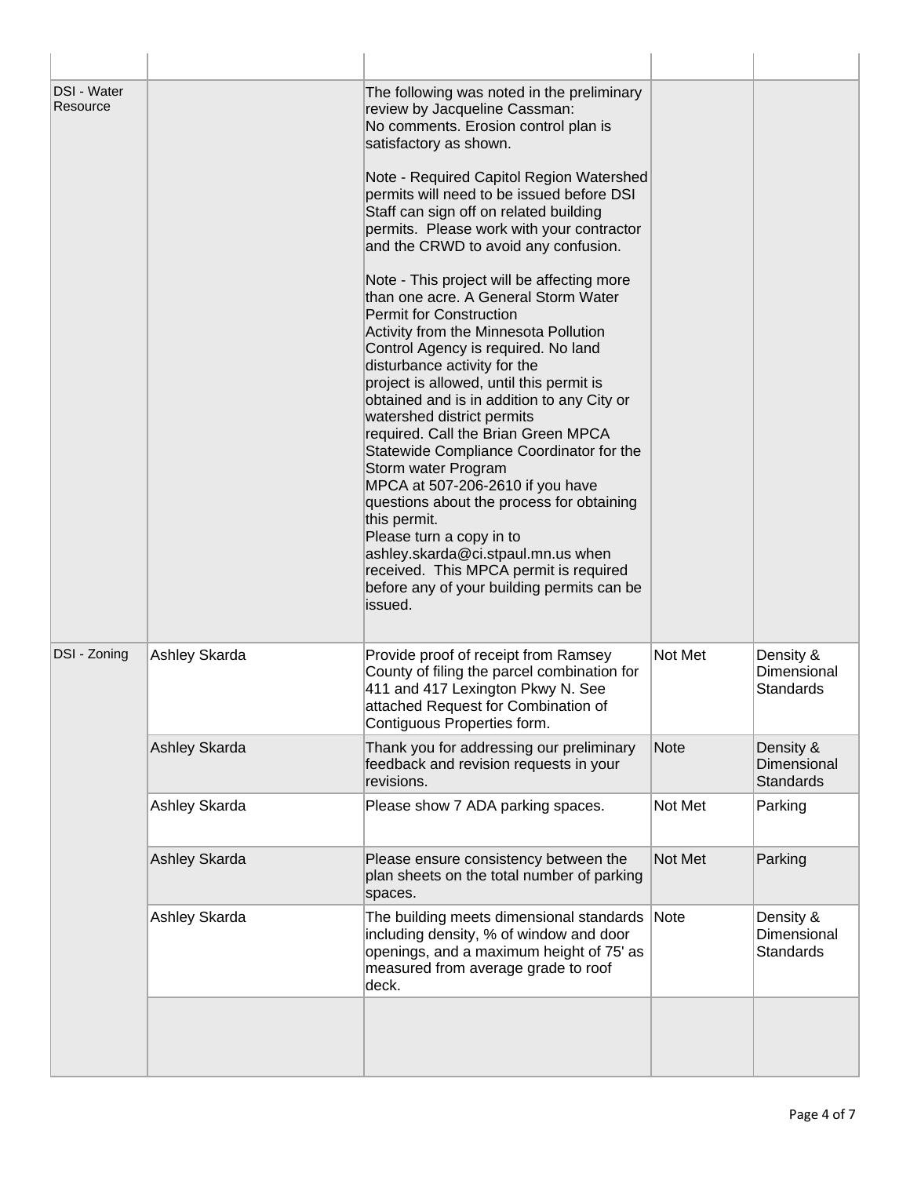| | | | | |
|---|---|---|---|---|
| DSI - Water Resource | | The following was noted in the preliminary review by Jacqueline Cassman:<br>No comments. Erosion control plan is satisfactory as shown.<br><br>Note - Required Capitol Region Watershed permits will need to be issued before DSI Staff can sign off on related building permits. Please work with your contractor and the CRWD to avoid any confusion.<br><br>Note - This project will be affecting more than one acre. A General Storm Water Permit for Construction<br>Activity from the Minnesota Pollution Control Agency is required. No land disturbance activity for the<br>project is allowed, until this permit is obtained and is in addition to any City or watershed district permits<br>required. Call the Brian Green MPCA Statewide Compliance Coordinator for the Storm water Program<br>MPCA at 507-206-2610 if you have questions about the process for obtaining this permit.<br>Please turn a copy in to ashley.skarda@ci.stpaul.mn.us when received. This MPCA permit is required before any of your building permits can be issued. | | |
| DSI - Zoning | Ashley Skarda | Provide proof of receipt from Ramsey County of filing the parcel combination for 411 and 417 Lexington Pkwy N. See attached Request for Combination of Contiguous Properties form. | Not Met | Density & Dimensional Standards |
| | Ashley Skarda | Thank you for addressing our preliminary feedback and revision requests in your revisions. | Note | Density & Dimensional Standards |
| | Ashley Skarda | Please show 7 ADA parking spaces. | Not Met | Parking |
| | Ashley Skarda | Please ensure consistency between the plan sheets on the total number of parking spaces. | Not Met | Parking |
| | Ashley Skarda | The building meets dimensional standards including density, % of window and door openings, and a maximum height of 75' as measured from average grade to roof deck. | Note | Density & Dimensional Standards |
| | | | | |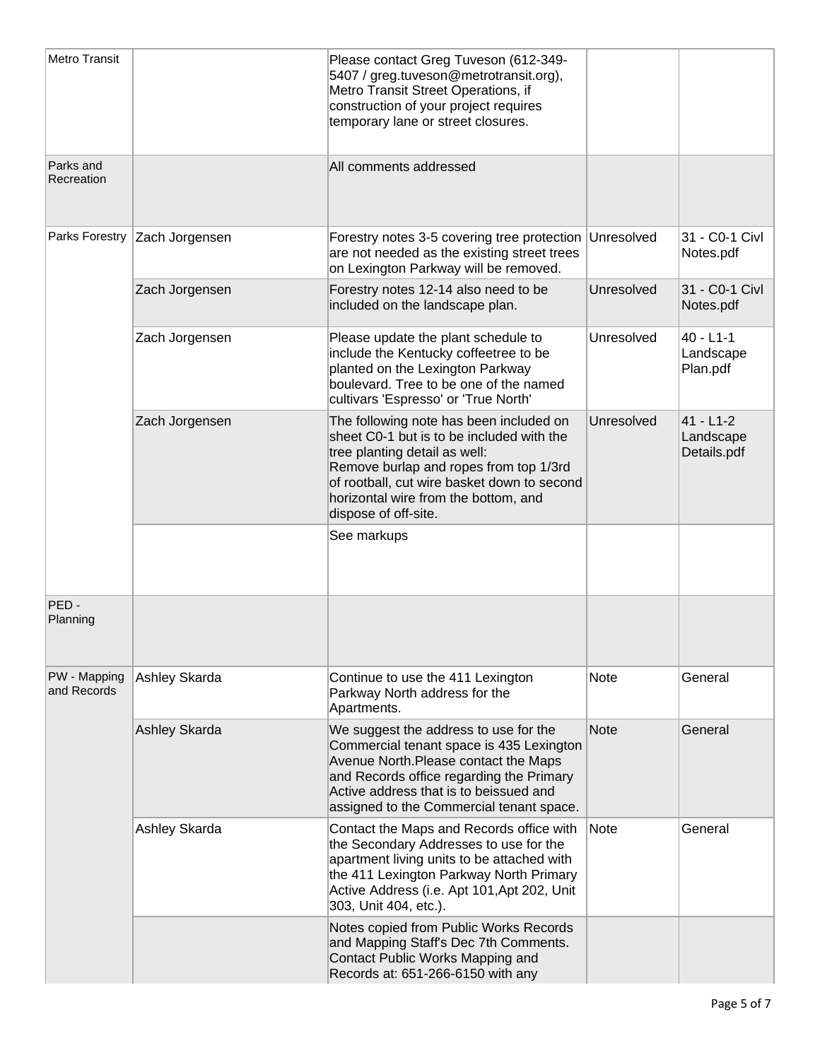| | | | | |
|---|---|---|---|---|
| Metro Transit | | Please contact Greg Tuveson (612-349-5407 / greg.tuveson@metrotransit.org), Metro Transit Street Operations, if construction of your project requires temporary lane or street closures. | | |
| Parks and Recreation | | All comments addressed | | |
| Parks Forestry | Zach Jorgensen | Forestry notes 3-5 covering tree protection are not needed as the existing street trees on Lexington Parkway will be removed. | Unresolved | 31 - C0-1 Civl Notes.pdf |
| | Zach Jorgensen | Forestry notes 12-14 also need to be included on the landscape plan. | Unresolved | 31 - C0-1 Civl Notes.pdf |
| | Zach Jorgensen | Please update the plant schedule to include the Kentucky coffeetree to be planted on the Lexington Parkway boulevard. Tree to be one of the named cultivars 'Espresso' or 'True North' | Unresolved | 40 - L1-1 Landscape Plan.pdf |
| | Zach Jorgensen | The following note has been included on sheet C0-1 but is to be included with the tree planting detail as well: Remove burlap and ropes from top 1/3rd of rootball, cut wire basket down to second horizontal wire from the bottom, and dispose of off-site. | Unresolved | 41 - L1-2 Landscape Details.pdf |
| | | See markups | | |
| PED - Planning | | | | |
| PW - Mapping and Records | Ashley Skarda | Continue to use the 411 Lexington Parkway North address for the Apartments. | Note | General |
| | Ashley Skarda | We suggest the address to use for the Commercial tenant space is 435 Lexington Avenue North.Please contact the Maps and Records office regarding the Primary Active address that is to beissued and assigned to the Commercial tenant space. | Note | General |
| | Ashley Skarda | Contact the Maps and Records office with the Secondary Addresses to use for the apartment living units to be attached with the 411 Lexington Parkway North Primary Active Address (i.e. Apt 101,Apt 202, Unit 303, Unit 404, etc.). | Note | General |
| | | Notes copied from Public Works Records and Mapping Staff's Dec 7th Comments. Contact Public Works Mapping and Records at: 651-266-6150 with any | | |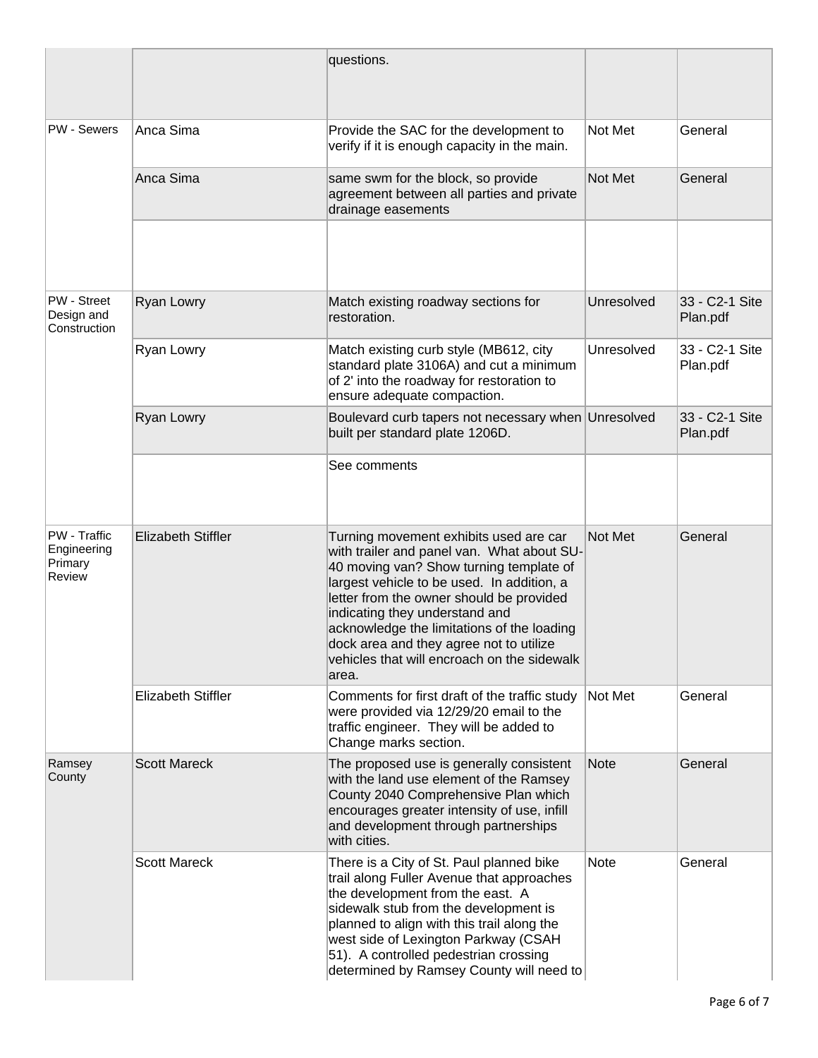| | | | | |
|---|---|---|---|---|
| | | questions. | | |
| PW - Sewers | Anca Sima | Provide the SAC for the development to verify if it is enough capacity in the main. | Not Met | General |
| | Anca Sima | same swm for the block, so provide agreement between all parties and private drainage easements | Not Met | General |
| | | | | |
| PW - Street Design and Construction | Ryan Lowry | Match existing roadway sections for restoration. | Unresolved | 33 - C2-1 Site Plan.pdf |
| | Ryan Lowry | Match existing curb style (MB612, city standard plate 3106A) and cut a minimum of 2' into the roadway for restoration to ensure adequate compaction. | Unresolved | 33 - C2-1 Site Plan.pdf |
| | Ryan Lowry | Boulevard curb tapers not necessary when built per standard plate 1206D. | Unresolved | 33 - C2-1 Site Plan.pdf |
| | | See comments | | |
| PW - Traffic Engineering Primary Review | Elizabeth Stiffler | Turning movement exhibits used are car with trailer and panel van. What about SU-40 moving van? Show turning template of largest vehicle to be used. In addition, a letter from the owner should be provided indicating they understand and acknowledge the limitations of the loading dock area and they agree not to utilize vehicles that will encroach on the sidewalk area. | Not Met | General |
| | Elizabeth Stiffler | Comments for first draft of the traffic study were provided via 12/29/20 email to the traffic engineer. They will be added to Change marks section. | Not Met | General |
| Ramsey County | Scott Mareck | The proposed use is generally consistent with the land use element of the Ramsey County 2040 Comprehensive Plan which encourages greater intensity of use, infill and development through partnerships with cities. | Note | General |
| | Scott Mareck | There is a City of St. Paul planned bike trail along Fuller Avenue that approaches the development from the east. A sidewalk stub from the development is planned to align with this trail along the west side of Lexington Parkway (CSAH 51). A controlled pedestrian crossing determined by Ramsey County will need to | Note | General |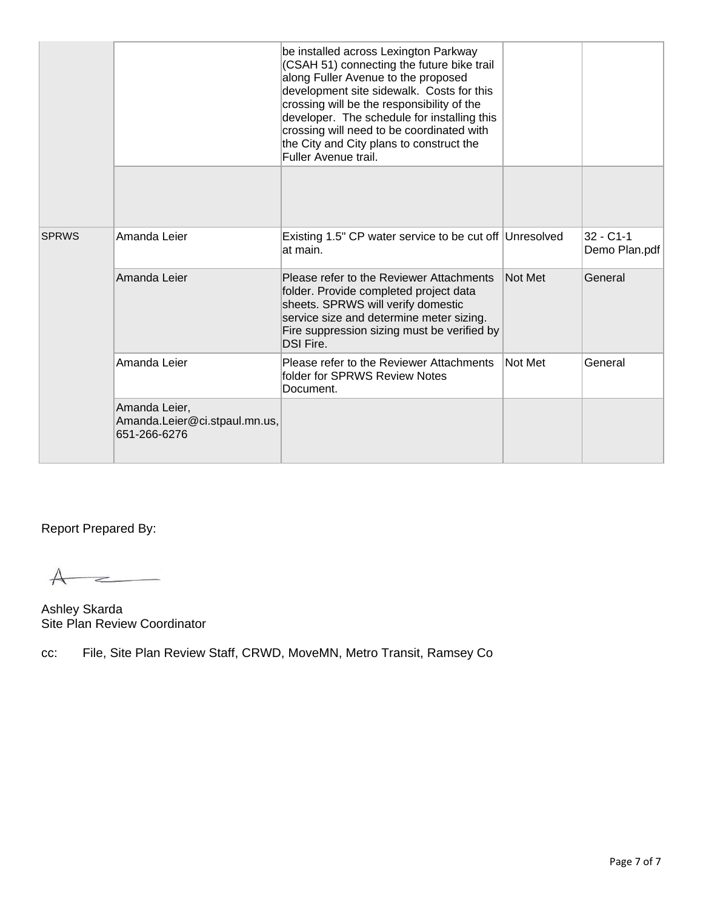| | | | | |
|---|---|---|---|---|
| | | be installed across Lexington Parkway (CSAH 51) connecting the future bike trail along Fuller Avenue to the proposed development site sidewalk. Costs for this crossing will be the responsibility of the developer. The schedule for installing this crossing will need to be coordinated with the City and City plans to construct the Fuller Avenue trail. | | |
| | | | | |
| SPRWS | Amanda Leier | Existing 1.5" CP water service to be cut off at main. | Unresolved | 32 - C1-1 Demo Plan.pdf |
| | Amanda Leier | Please refer to the Reviewer Attachments folder. Provide completed project data sheets. SPRWS will verify domestic service size and determine meter sizing. Fire suppression sizing must be verified by DSI Fire. | Not Met | General |
| | Amanda Leier | Please refer to the Reviewer Attachments folder for SPRWS Review Notes Document. | Not Met | General |
| | Amanda Leier, Amanda.Leier@ci.stpaul.mn.us, 651-266-6276 | | | |

Report Prepared By:

Ashley Skarda
Site Plan Review Coordinator

cc: File, Site Plan Review Staff, CRWD, MoveMN, Metro Transit, Ramsey Co